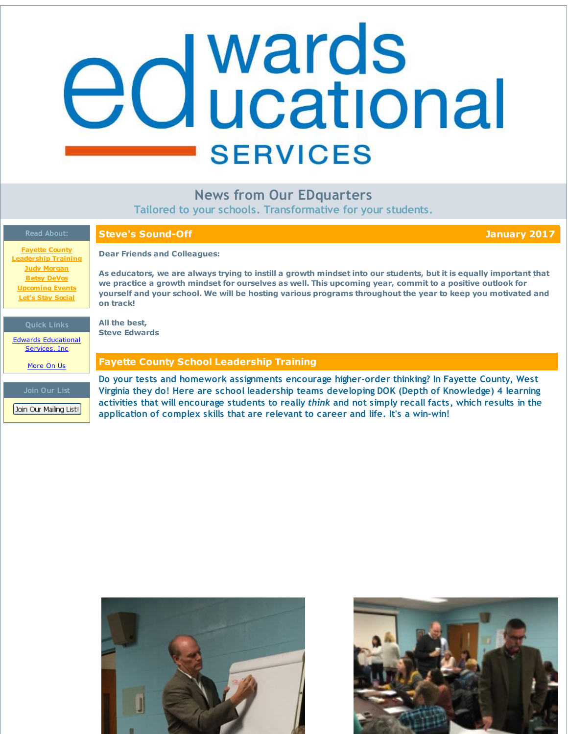# Edwards Educational Services

## News from Our EDquarters

Tailored to your schools. Transformative for your students.

**Read About:**

- Fayette County Leadership Training
- Judy Morgan
- Betsy DeVos
- Upcoming Events
- Let's Stay Social

**Quick Links**

- Edwards Educational Services, Inc
- More On Us

**Join Our List**

Join Our Mailing List!

## Steve's Sound-Off — January 2017

**Dear Friends and Colleagues:**

**As educators, we are always trying to instill a growth mindset into our students, but it is equally important that we practice a growth mindset for ourselves as well. This upcoming year, commit to a positive outlook for yourself and your school. We will be hosting various programs throughout the year to keep you motivated and on track!**

**All the best,**
**Steve Edwards**

## Fayette County School Leadership Training

Do your tests and homework assignments encourage higher-order thinking? In Fayette County, West Virginia they do! Here are school leadership teams developing DOK (Depth of Knowledge) 4 learning activities that will encourage students to really *think* and not simply recall facts, which results in the application of complex skills that are relevant to career and life. It's a win-win!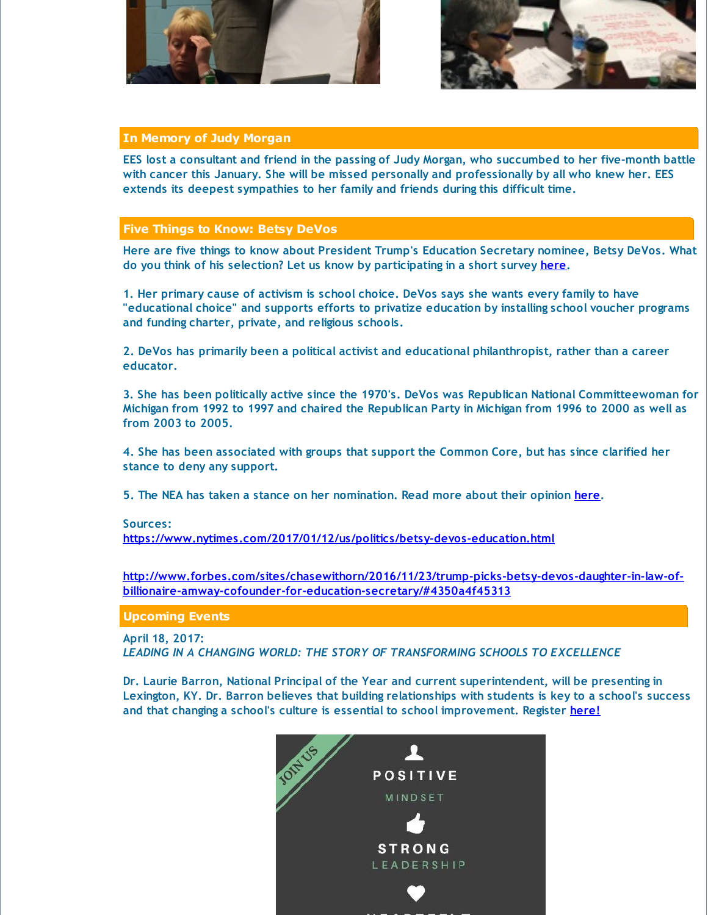## In Memory of Judy Morgan

EES lost a consultant and friend in the passing of Judy Morgan, who succumbed to her five-month battle with cancer this January. She will be missed personally and professionally by all who knew her. EES extends its deepest sympathies to her family and friends during this difficult time.

## Five Things to Know: Betsy DeVos

Here are five things to know about President Trump's Education Secretary nominee, Betsy DeVos. What do you think of his selection? Let us know by participating in a short survey [here](#).

1. Her primary cause of activism is school choice. DeVos says she wants every family to have "educational choice" and supports efforts to privatize education by installing school voucher programs and funding charter, private, and religious schools.

2. DeVos has primarily been a political activist and educational philanthropist, rather than a career educator.

3. She has been politically active since the 1970's. DeVos was Republican National Committeewoman for Michigan from 1992 to 1997 and chaired the Republican Party in Michigan from 1996 to 2000 as well as from 2003 to 2005.

4. She has been associated with groups that support the Common Core, but has since clarified her stance to deny any support.

5. The NEA has taken a stance on her nomination. Read more about their opinion [here](#).

Sources:
https://www.nytimes.com/2017/01/12/us/politics/betsy-devos-education.html

http://www.forbes.com/sites/chasewithorn/2016/11/23/trump-picks-betsy-devos-daughter-in-law-of-billionaire-amway-cofounder-for-education-secretary/#4350a4f45313

## Upcoming Events

April 18, 2017:
*LEADING IN A CHANGING WORLD: THE STORY OF TRANSFORMING SCHOOLS TO EXCELLENCE*

Dr. Laurie Barron, National Principal of the Year and current superintendent, will be presenting in Lexington, KY. Dr. Barron believes that building relationships with students is key to a school's success and that changing a school's culture is essential to school improvement. Register [here!](#)

JOIN US

POSITIVE MINDSET

STRONG LEADERSHIP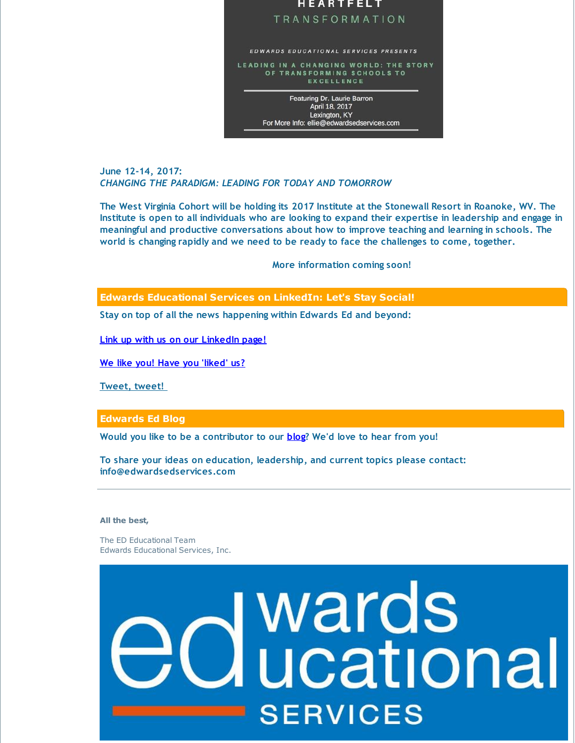HEARTFELT

TRANSFORMATION

EDWARDS EDUCATIONAL SERVICES PRESENTS

LEADING IN A CHANGING WORLD: THE STORY OF TRANSFORMING SCHOOLS TO EXCELLENCE

Featuring Dr. Laurie Barron
April 18, 2017
Lexington, KY
For More Info: ellie@edwardsedservices.com

**June 12-14, 2017:**
***CHANGING THE PARADIGM: LEADING FOR TODAY AND TOMORROW***

The West Virginia Cohort will be holding its 2017 Institute at the Stonewall Resort in Roanoke, WV. The Institute is open to all individuals who are looking to expand their expertise in leadership and engage in meaningful and productive conversations about how to improve teaching and learning in schools. The world is changing rapidly and we need to be ready to face the challenges to come, together.

More information coming soon!

## Edwards Educational Services on LinkedIn: Let's Stay Social!

Stay on top of all the news happening within Edwards Ed and beyond:

Link up with us on our LinkedIn page!

We like you! Have you 'liked' us?

Tweet, tweet!

## Edwards Ed Blog

Would you like to be a contributor to our blog? We'd love to hear from you!

To share your ideas on education, leadership, and current topics please contact: info@edwardsedservices.com

---

**All the best,**

The ED Educational Team
Edwards Educational Services, Inc.

edwards educational SERVICES